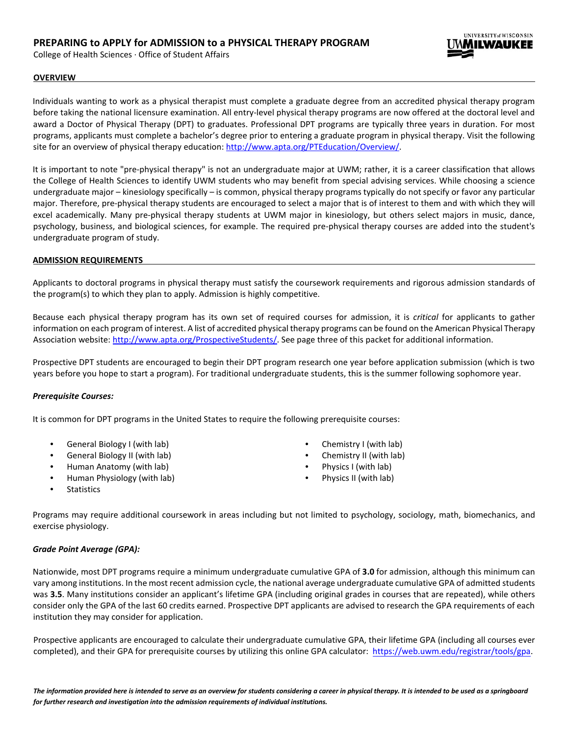# PREPARING to APPLY for ADMISSION to a PHYSICAL THERAPY PROGRAM

College of Health Sciences · Office of Student Affairs

## OVERVIEW

Individuals wanting to work as a physical therapist must complete a graduate degree from an accredited physical therapy program before taking the national licensure examination. All entry-level physical therapy programs are now offered at the doctoral level and award a Doctor of Physical Therapy (DPT) to graduates. Professional DPT programs are typically three years in duration. For most programs, applicants must complete a bachelor's degree prior to entering a graduate program in physical therapy. Visit the following site for an overview of physical therapy education: http://www.apta.org/PTEducation/Overview/.

It is important to note "pre-physical therapy" is not an undergraduate major at UWM; rather, it is a career classification that allows the College of Health Sciences to identify UWM students who may benefit from special advising services. While choosing a science undergraduate major – kinesiology specifically – is common, physical therapy programs typically do not specify or favor any particular major. Therefore, pre-physical therapy students are encouraged to select a major that is of interest to them and with which they will excel academically. Many pre-physical therapy students at UWM major in kinesiology, but others select majors in music, dance, psychology, business, and biological sciences, for example. The required pre-physical therapy courses are added into the student's undergraduate program of study.

## ADMISSION REQUIREMENTS

Applicants to doctoral programs in physical therapy must satisfy the coursework requirements and rigorous admission standards of the program(s) to which they plan to apply. Admission is highly competitive.

Because each physical therapy program has its own set of required courses for admission, it is *critical* for applicants to gather information on each program of interest. A list of accredited physical therapy programs can be found on the American Physical Therapy Association website: http://www.apta.org/ProspectiveStudents/. See page three of this packet for additional information.

Prospective DPT students are encouraged to begin their DPT program research one year before application submission (which is two years before you hope to start a program). For traditional undergraduate students, this is the summer following sophomore year.

### *Prerequisite Courses:*

It is common for DPT programs in the United States to require the following prerequisite courses:

- General Biology I (with lab)
- General Biology II (with lab)
- Human Anatomy (with lab)
- Human Physiology (with lab)
- Statistics
- Chemistry I (with lab)
- Chemistry II (with lab)
- Physics I (with lab)
- Physics II (with lab)

Programs may require additional coursework in areas including but not limited to psychology, sociology, math, biomechanics, and exercise physiology.

### *Grade Point Average (GPA):*

Nationwide, most DPT programs require a minimum undergraduate cumulative GPA of **3.0** for admission, although this minimum can vary among institutions. In the most recent admission cycle, the national average undergraduate cumulative GPA of admitted students was **3.5**. Many institutions consider an applicant's lifetime GPA (including original grades in courses that are repeated), while others consider only the GPA of the last 60 credits earned. Prospective DPT applicants are advised to research the GPA requirements of each institution they may consider for application.

Prospective applicants are encouraged to calculate their undergraduate cumulative GPA, their lifetime GPA (including all courses ever completed), and their GPA for prerequisite courses by utilizing this online GPA calculator: https://web.uwm.edu/registrar/tools/gpa.

***The information provided here is intended to serve as an overview for students considering a career in physical therapy. It is intended to be used as a springboard for further research and investigation into the admission requirements of individual institutions.***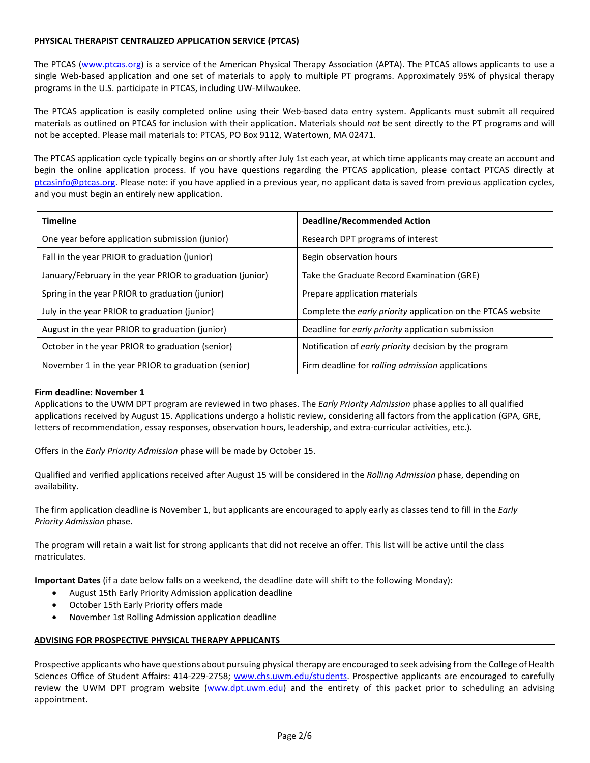## PHYSICAL THERAPIST CENTRALIZED APPLICATION SERVICE (PTCAS)

The PTCAS (www.ptcas.org) is a service of the American Physical Therapy Association (APTA). The PTCAS allows applicants to use a single Web-based application and one set of materials to apply to multiple PT programs. Approximately 95% of physical therapy programs in the U.S. participate in PTCAS, including UW-Milwaukee.

The PTCAS application is easily completed online using their Web-based data entry system. Applicants must submit all required materials as outlined on PTCAS for inclusion with their application. Materials should *not* be sent directly to the PT programs and will not be accepted. Please mail materials to: PTCAS, PO Box 9112, Watertown, MA 02471.

The PTCAS application cycle typically begins on or shortly after July 1st each year, at which time applicants may create an account and begin the online application process. If you have questions regarding the PTCAS application, please contact PTCAS directly at ptcasinfo@ptcas.org. Please note: if you have applied in a previous year, no applicant data is saved from previous application cycles, and you must begin an entirely new application.

| Timeline | Deadline/Recommended Action |
|---|---|
| One year before application submission (junior) | Research DPT programs of interest |
| Fall in the year PRIOR to graduation (junior) | Begin observation hours |
| January/February in the year PRIOR to graduation (junior) | Take the Graduate Record Examination (GRE) |
| Spring in the year PRIOR to graduation (junior) | Prepare application materials |
| July in the year PRIOR to graduation (junior) | Complete the *early priority* application on the PTCAS website |
| August in the year PRIOR to graduation (junior) | Deadline for *early priority* application submission |
| October in the year PRIOR to graduation (senior) | Notification of *early priority* decision by the program |
| November 1 in the year PRIOR to graduation (senior) | Firm deadline for *rolling admission* applications |

**Firm deadline: November 1**

Applications to the UWM DPT program are reviewed in two phases. The *Early Priority Admission* phase applies to all qualified applications received by August 15. Applications undergo a holistic review, considering all factors from the application (GPA, GRE, letters of recommendation, essay responses, observation hours, leadership, and extra-curricular activities, etc.).

Offers in the *Early Priority Admission* phase will be made by October 15.

Qualified and verified applications received after August 15 will be considered in the *Rolling Admission* phase, depending on availability.

The firm application deadline is November 1, but applicants are encouraged to apply early as classes tend to fill in the *Early Priority Admission* phase.

The program will retain a wait list for strong applicants that did not receive an offer. This list will be active until the class matriculates.

**Important Dates** (if a date below falls on a weekend, the deadline date will shift to the following Monday)**:**

- August 15th Early Priority Admission application deadline
- October 15th Early Priority offers made
- November 1st Rolling Admission application deadline

## ADVISING FOR PROSPECTIVE PHYSICAL THERAPY APPLICANTS

Prospective applicants who have questions about pursuing physical therapy are encouraged to seek advising from the College of Health Sciences Office of Student Affairs: 414-229-2758; www.chs.uwm.edu/students. Prospective applicants are encouraged to carefully review the UWM DPT program website (www.dpt.uwm.edu) and the entirety of this packet prior to scheduling an advising appointment.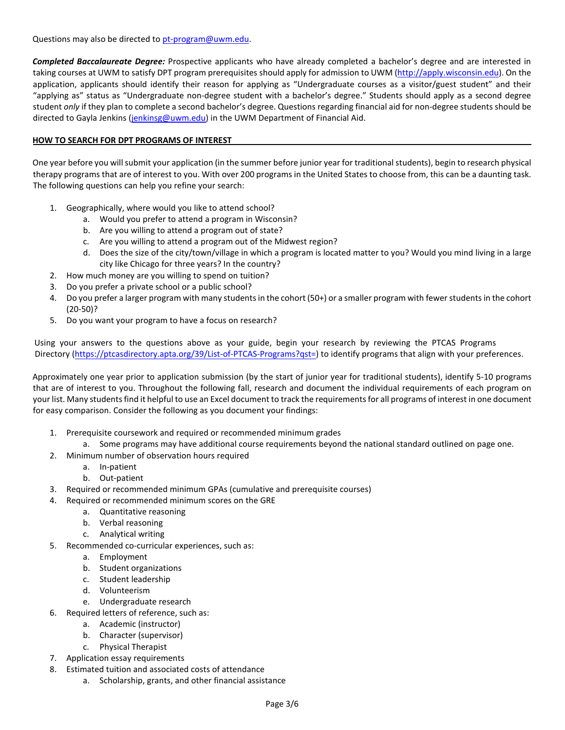Questions may also be directed to pt-program@uwm.edu.

***Completed Baccalaureate Degree:*** Prospective applicants who have already completed a bachelor's degree and are interested in taking courses at UWM to satisfy DPT program prerequisites should apply for admission to UWM (http://apply.wisconsin.edu). On the application, applicants should identify their reason for applying as "Undergraduate courses as a visitor/guest student" and their "applying as" status as "Undergraduate non-degree student with a bachelor's degree." Students should apply as a second degree student *only* if they plan to complete a second bachelor's degree. Questions regarding financial aid for non-degree students should be directed to Gayla Jenkins (jenkinsg@uwm.edu) in the UWM Department of Financial Aid.

## HOW TO SEARCH FOR DPT PROGRAMS OF INTEREST

One year before you will submit your application (in the summer before junior year for traditional students), begin to research physical therapy programs that are of interest to you. With over 200 programs in the United States to choose from, this can be a daunting task. The following questions can help you refine your search:

1. Geographically, where would you like to attend school?
   a. Would you prefer to attend a program in Wisconsin?
   b. Are you willing to attend a program out of state?
   c. Are you willing to attend a program out of the Midwest region?
   d. Does the size of the city/town/village in which a program is located matter to you? Would you mind living in a large city like Chicago for three years? In the country?
2. How much money are you willing to spend on tuition?
3. Do you prefer a private school or a public school?
4. Do you prefer a larger program with many students in the cohort (50+) or a smaller program with fewer students in the cohort (20-50)?
5. Do you want your program to have a focus on research?

Using your answers to the questions above as your guide, begin your research by reviewing the PTCAS Programs Directory (https://ptcasdirectory.apta.org/39/List-of-PTCAS-Programs?qst=) to identify programs that align with your preferences.

Approximately one year prior to application submission (by the start of junior year for traditional students), identify 5-10 programs that are of interest to you. Throughout the following fall, research and document the individual requirements of each program on your list. Many students find it helpful to use an Excel document to track the requirements for all programs of interest in one document for easy comparison. Consider the following as you document your findings:

1. Prerequisite coursework and required or recommended minimum grades
   a. Some programs may have additional course requirements beyond the national standard outlined on page one.
2. Minimum number of observation hours required
   a. In-patient
   b. Out-patient
3. Required or recommended minimum GPAs (cumulative and prerequisite courses)
4. Required or recommended minimum scores on the GRE
   a. Quantitative reasoning
   b. Verbal reasoning
   c. Analytical writing
5. Recommended co-curricular experiences, such as:
   a. Employment
   b. Student organizations
   c. Student leadership
   d. Volunteerism
   e. Undergraduate research
6. Required letters of reference, such as:
   a. Academic (instructor)
   b. Character (supervisor)
   c. Physical Therapist
7. Application essay requirements
8. Estimated tuition and associated costs of attendance
   a. Scholarship, grants, and other financial assistance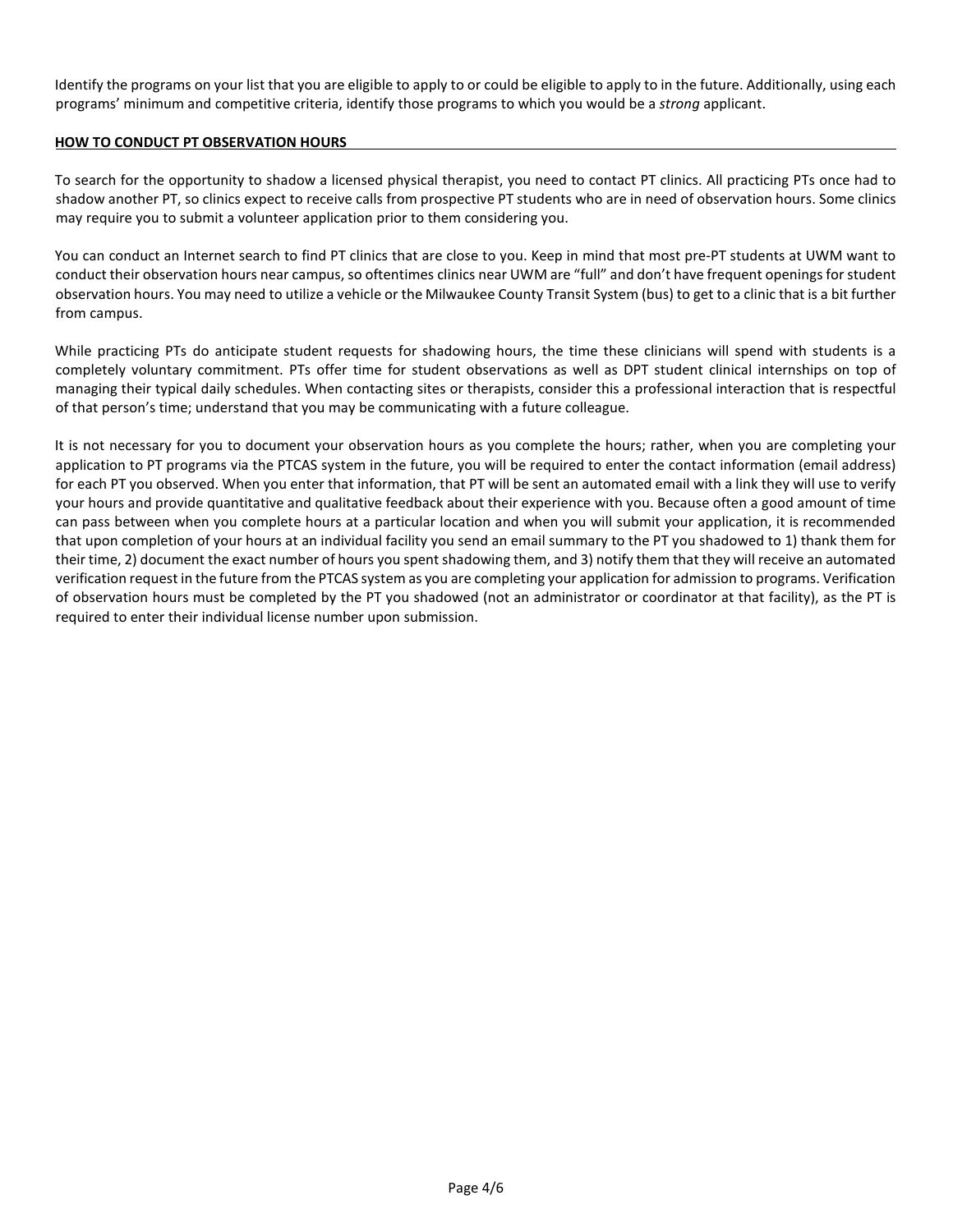Identify the programs on your list that you are eligible to apply to or could be eligible to apply to in the future. Additionally, using each programs' minimum and competitive criteria, identify those programs to which you would be a *strong* applicant.

## HOW TO CONDUCT PT OBSERVATION HOURS

To search for the opportunity to shadow a licensed physical therapist, you need to contact PT clinics. All practicing PTs once had to shadow another PT, so clinics expect to receive calls from prospective PT students who are in need of observation hours. Some clinics may require you to submit a volunteer application prior to them considering you.

You can conduct an Internet search to find PT clinics that are close to you. Keep in mind that most pre-PT students at UWM want to conduct their observation hours near campus, so oftentimes clinics near UWM are "full" and don't have frequent openings for student observation hours. You may need to utilize a vehicle or the Milwaukee County Transit System (bus) to get to a clinic that is a bit further from campus.

While practicing PTs do anticipate student requests for shadowing hours, the time these clinicians will spend with students is a completely voluntary commitment. PTs offer time for student observations as well as DPT student clinical internships on top of managing their typical daily schedules. When contacting sites or therapists, consider this a professional interaction that is respectful of that person's time; understand that you may be communicating with a future colleague.

It is not necessary for you to document your observation hours as you complete the hours; rather, when you are completing your application to PT programs via the PTCAS system in the future, you will be required to enter the contact information (email address) for each PT you observed. When you enter that information, that PT will be sent an automated email with a link they will use to verify your hours and provide quantitative and qualitative feedback about their experience with you. Because often a good amount of time can pass between when you complete hours at a particular location and when you will submit your application, it is recommended that upon completion of your hours at an individual facility you send an email summary to the PT you shadowed to 1) thank them for their time, 2) document the exact number of hours you spent shadowing them, and 3) notify them that they will receive an automated verification request in the future from the PTCAS system as you are completing your application for admission to programs. Verification of observation hours must be completed by the PT you shadowed (not an administrator or coordinator at that facility), as the PT is required to enter their individual license number upon submission.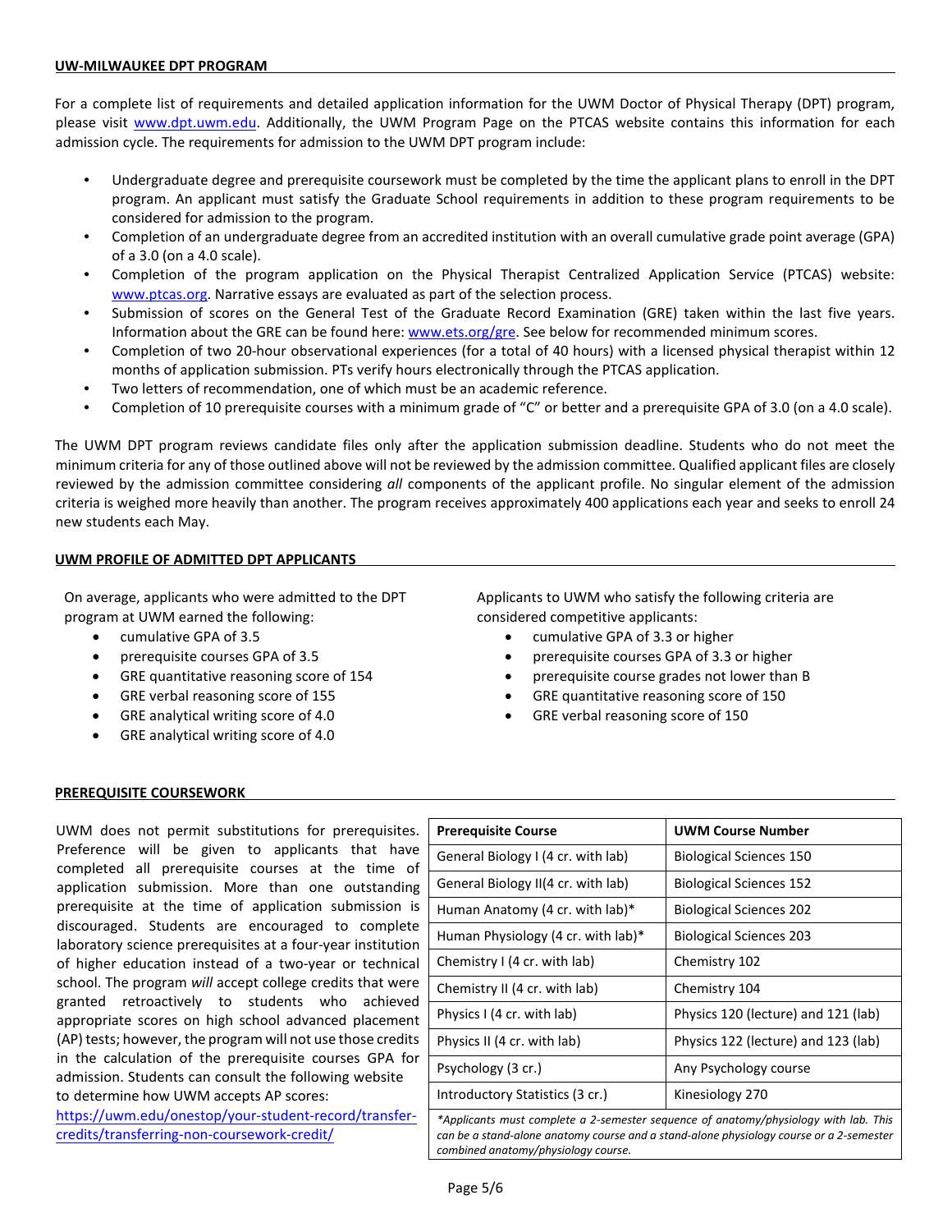## UW-MILWAUKEE DPT PROGRAM

For a complete list of requirements and detailed application information for the UWM Doctor of Physical Therapy (DPT) program, please visit www.dpt.uwm.edu. Additionally, the UWM Program Page on the PTCAS website contains this information for each admission cycle. The requirements for admission to the UWM DPT program include:

- Undergraduate degree and prerequisite coursework must be completed by the time the applicant plans to enroll in the DPT program. An applicant must satisfy the Graduate School requirements in addition to these program requirements to be considered for admission to the program.
- Completion of an undergraduate degree from an accredited institution with an overall cumulative grade point average (GPA) of a 3.0 (on a 4.0 scale).
- Completion of the program application on the Physical Therapist Centralized Application Service (PTCAS) website: www.ptcas.org. Narrative essays are evaluated as part of the selection process.
- Submission of scores on the General Test of the Graduate Record Examination (GRE) taken within the last five years. Information about the GRE can be found here: www.ets.org/gre. See below for recommended minimum scores.
- Completion of two 20-hour observational experiences (for a total of 40 hours) with a licensed physical therapist within 12 months of application submission. PTs verify hours electronically through the PTCAS application.
- Two letters of recommendation, one of which must be an academic reference.
- Completion of 10 prerequisite courses with a minimum grade of "C" or better and a prerequisite GPA of 3.0 (on a 4.0 scale).

The UWM DPT program reviews candidate files only after the application submission deadline. Students who do not meet the minimum criteria for any of those outlined above will not be reviewed by the admission committee. Qualified applicant files are closely reviewed by the admission committee considering *all* components of the applicant profile. No singular element of the admission criteria is weighed more heavily than another. The program receives approximately 400 applications each year and seeks to enroll 24 new students each May.

## UWM PROFILE OF ADMITTED DPT APPLICANTS

On average, applicants who were admitted to the DPT program at UWM earned the following:

- cumulative GPA of 3.5
- prerequisite courses GPA of 3.5
- GRE quantitative reasoning score of 154
- GRE verbal reasoning score of 155
- GRE analytical writing score of 4.0
- GRE analytical writing score of 4.0

Applicants to UWM who satisfy the following criteria are considered competitive applicants:

- cumulative GPA of 3.3 or higher
- prerequisite courses GPA of 3.3 or higher
- prerequisite course grades not lower than B
- GRE quantitative reasoning score of 150
- GRE verbal reasoning score of 150

## PREREQUISITE COURSEWORK

UWM does not permit substitutions for prerequisites. Preference will be given to applicants that have completed all prerequisite courses at the time of application submission. More than one outstanding prerequisite at the time of application submission is discouraged. Students are encouraged to complete laboratory science prerequisites at a four-year institution of higher education instead of a two-year or technical school. The program *will* accept college credits that were granted retroactively to students who achieved appropriate scores on high school advanced placement (AP) tests; however, the program will not use those credits in the calculation of the prerequisite courses GPA for admission. Students can consult the following website to determine how UWM accepts AP scores: https://uwm.edu/onestop/your-student-record/transfer-credits/transferring-non-coursework-credit/

| Prerequisite Course | UWM Course Number |
|---|---|
| General Biology I (4 cr. with lab) | Biological Sciences 150 |
| General Biology II(4 cr. with lab) | Biological Sciences 152 |
| Human Anatomy (4 cr. with lab)* | Biological Sciences 202 |
| Human Physiology (4 cr. with lab)* | Biological Sciences 203 |
| Chemistry I (4 cr. with lab) | Chemistry 102 |
| Chemistry II (4 cr. with lab) | Chemistry 104 |
| Physics I (4 cr. with lab) | Physics 120 (lecture) and 121 (lab) |
| Physics II (4 cr. with lab) | Physics 122 (lecture) and 123 (lab) |
| Psychology (3 cr.) | Any Psychology course |
| Introductory Statistics (3 cr.) | Kinesiology 270 |

*\*Applicants must complete a 2-semester sequence of anatomy/physiology with lab. This can be a stand-alone anatomy course and a stand-alone physiology course or a 2-semester combined anatomy/physiology course.*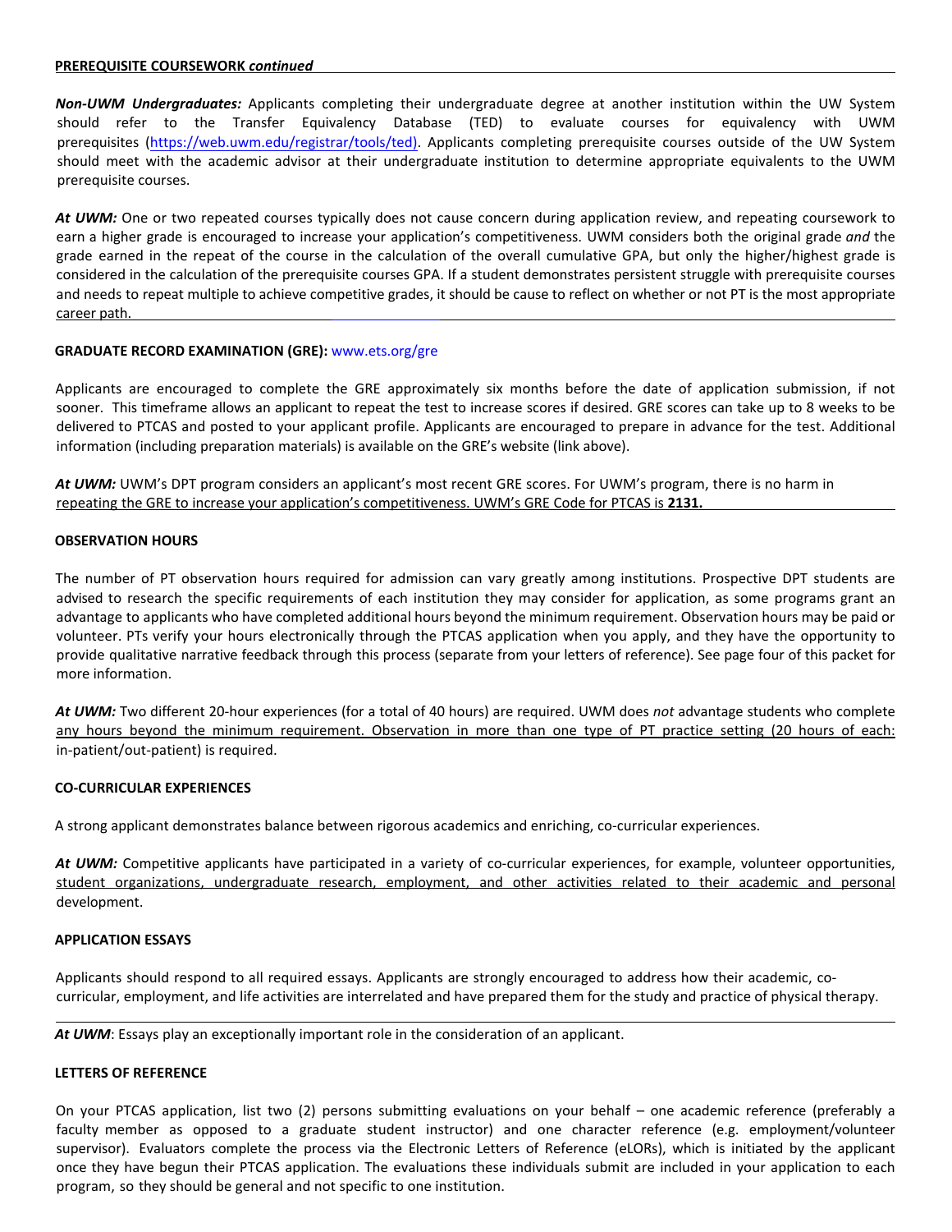**PREREQUISITE COURSEWORK *continued***

***Non-UWM Undergraduates:*** Applicants completing their undergraduate degree at another institution within the UW System should refer to the Transfer Equivalency Database (TED) to evaluate courses for equivalency with UWM prerequisites (https://web.uwm.edu/registrar/tools/ted). Applicants completing prerequisite courses outside of the UW System should meet with the academic advisor at their undergraduate institution to determine appropriate equivalents to the UWM prerequisite courses.

***At UWM:*** One or two repeated courses typically does not cause concern during application review, and repeating coursework to earn a higher grade is encouraged to increase your application's competitiveness. UWM considers both the original grade *and* the grade earned in the repeat of the course in the calculation of the overall cumulative GPA, but only the higher/highest grade is considered in the calculation of the prerequisite courses GPA. If a student demonstrates persistent struggle with prerequisite courses and needs to repeat multiple to achieve competitive grades, it should be cause to reflect on whether or not PT is the most appropriate career path.

**GRADUATE RECORD EXAMINATION (GRE):** www.ets.org/gre

Applicants are encouraged to complete the GRE approximately six months before the date of application submission, if not sooner. This timeframe allows an applicant to repeat the test to increase scores if desired. GRE scores can take up to 8 weeks to be delivered to PTCAS and posted to your applicant profile. Applicants are encouraged to prepare in advance for the test. Additional information (including preparation materials) is available on the GRE's website (link above).

***At UWM:*** UWM's DPT program considers an applicant's most recent GRE scores. For UWM's program, there is no harm in repeating the GRE to increase your application's competitiveness. UWM's GRE Code for PTCAS is **2131.**

**OBSERVATION HOURS**

The number of PT observation hours required for admission can vary greatly among institutions. Prospective DPT students are advised to research the specific requirements of each institution they may consider for application, as some programs grant an advantage to applicants who have completed additional hours beyond the minimum requirement. Observation hours may be paid or volunteer. PTs verify your hours electronically through the PTCAS application when you apply, and they have the opportunity to provide qualitative narrative feedback through this process (separate from your letters of reference). See page four of this packet for more information.

***At UWM:*** Two different 20-hour experiences (for a total of 40 hours) are required. UWM does *not* advantage students who complete any hours beyond the minimum requirement. Observation in more than one type of PT practice setting (20 hours of each: in-patient/out-patient) is required.

**CO-CURRICULAR EXPERIENCES**

A strong applicant demonstrates balance between rigorous academics and enriching, co-curricular experiences.

***At UWM:*** Competitive applicants have participated in a variety of co-curricular experiences, for example, volunteer opportunities, student organizations, undergraduate research, employment, and other activities related to their academic and personal development.

**APPLICATION ESSAYS**

Applicants should respond to all required essays. Applicants are strongly encouraged to address how their academic, co-curricular, employment, and life activities are interrelated and have prepared them for the study and practice of physical therapy.

***At UWM***: Essays play an exceptionally important role in the consideration of an applicant.

**LETTERS OF REFERENCE**

On your PTCAS application, list two (2) persons submitting evaluations on your behalf – one academic reference (preferably a faculty member as opposed to a graduate student instructor) and one character reference (e.g. employment/volunteer supervisor). Evaluators complete the process via the Electronic Letters of Reference (eLORs), which is initiated by the applicant once they have begun their PTCAS application. The evaluations these individuals submit are included in your application to each program, so they should be general and not specific to one institution.